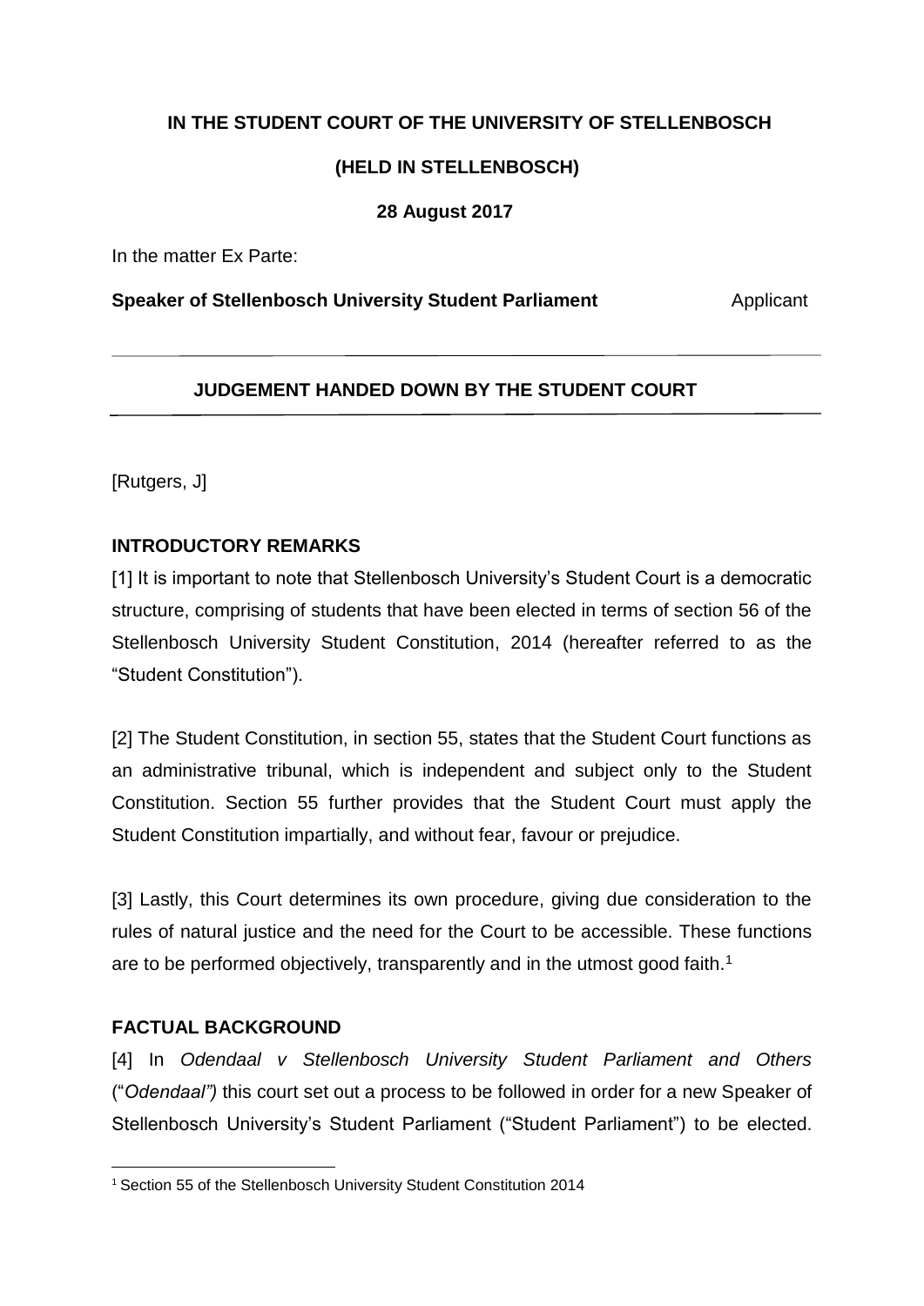**IN THE STUDENT COURT OF THE UNIVERSITY OF STELLENBOSCH**

**(HELD IN STELLENBOSCH)**

**28 August 2017**

In the matter Ex Parte:

**Speaker of Stellenbosch University Student Parliament** Applicant

---

**JUDGEMENT HANDED DOWN BY THE STUDENT COURT**

---

[Rutgers, J]

**INTRODUCTORY REMARKS**

[1] It is important to note that Stellenbosch University's Student Court is a democratic structure, comprising of students that have been elected in terms of section 56 of the Stellenbosch University Student Constitution, 2014 (hereafter referred to as the "Student Constitution").

[2] The Student Constitution, in section 55, states that the Student Court functions as an administrative tribunal, which is independent and subject only to the Student Constitution. Section 55 further provides that the Student Court must apply the Student Constitution impartially, and without fear, favour or prejudice.

[3] Lastly, this Court determines its own procedure, giving due consideration to the rules of natural justice and the need for the Court to be accessible. These functions are to be performed objectively, transparently and in the utmost good faith.[1]

**FACTUAL BACKGROUND**

[4] In *Odendaal v Stellenbosch University Student Parliament and Others* ("*Odendaal")* this court set out a process to be followed in order for a new Speaker of Stellenbosch University's Student Parliament ("Student Parliament") to be elected.

[1] Section 55 of the Stellenbosch University Student Constitution 2014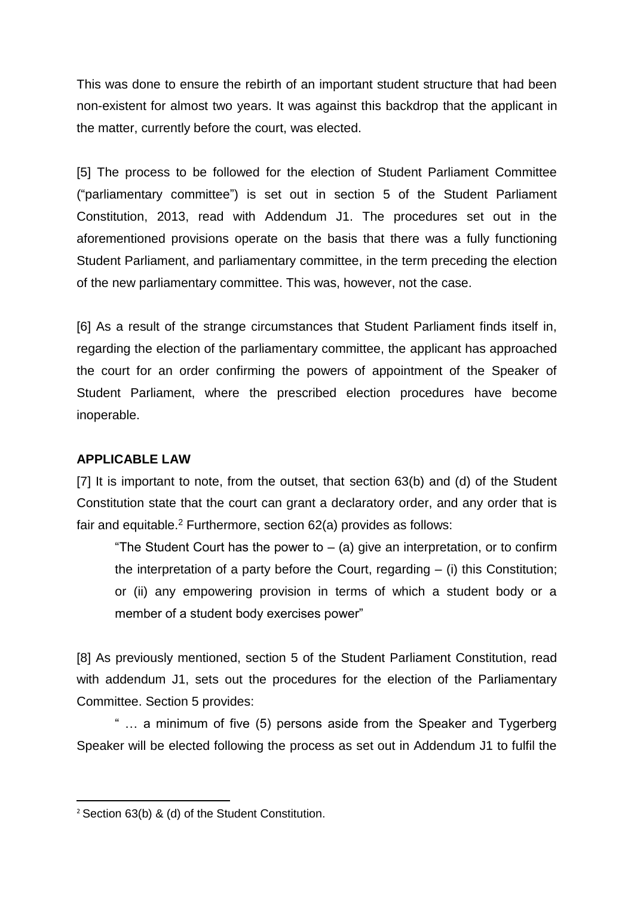This was done to ensure the rebirth of an important student structure that had been non-existent for almost two years. It was against this backdrop that the applicant in the matter, currently before the court, was elected.

[5] The process to be followed for the election of Student Parliament Committee ("parliamentary committee") is set out in section 5 of the Student Parliament Constitution, 2013, read with Addendum J1. The procedures set out in the aforementioned provisions operate on the basis that there was a fully functioning Student Parliament, and parliamentary committee, in the term preceding the election of the new parliamentary committee. This was, however, not the case.

[6] As a result of the strange circumstances that Student Parliament finds itself in, regarding the election of the parliamentary committee, the applicant has approached the court for an order confirming the powers of appointment of the Speaker of Student Parliament, where the prescribed election procedures have become inoperable.

**APPLICABLE LAW**

[7] It is important to note, from the outset, that section 63(b) and (d) of the Student Constitution state that the court can grant a declaratory order, and any order that is fair and equitable.[2] Furthermore, section 62(a) provides as follows:

> "The Student Court has the power to – (a) give an interpretation, or to confirm the interpretation of a party before the Court, regarding – (i) this Constitution; or (ii) any empowering provision in terms of which a student body or a member of a student body exercises power"

[8] As previously mentioned, section 5 of the Student Parliament Constitution, read with addendum J1, sets out the procedures for the election of the Parliamentary Committee. Section 5 provides:

> " … a minimum of five (5) persons aside from the Speaker and Tygerberg Speaker will be elected following the process as set out in Addendum J1 to fulfil the

---

[2] Section 63(b) & (d) of the Student Constitution.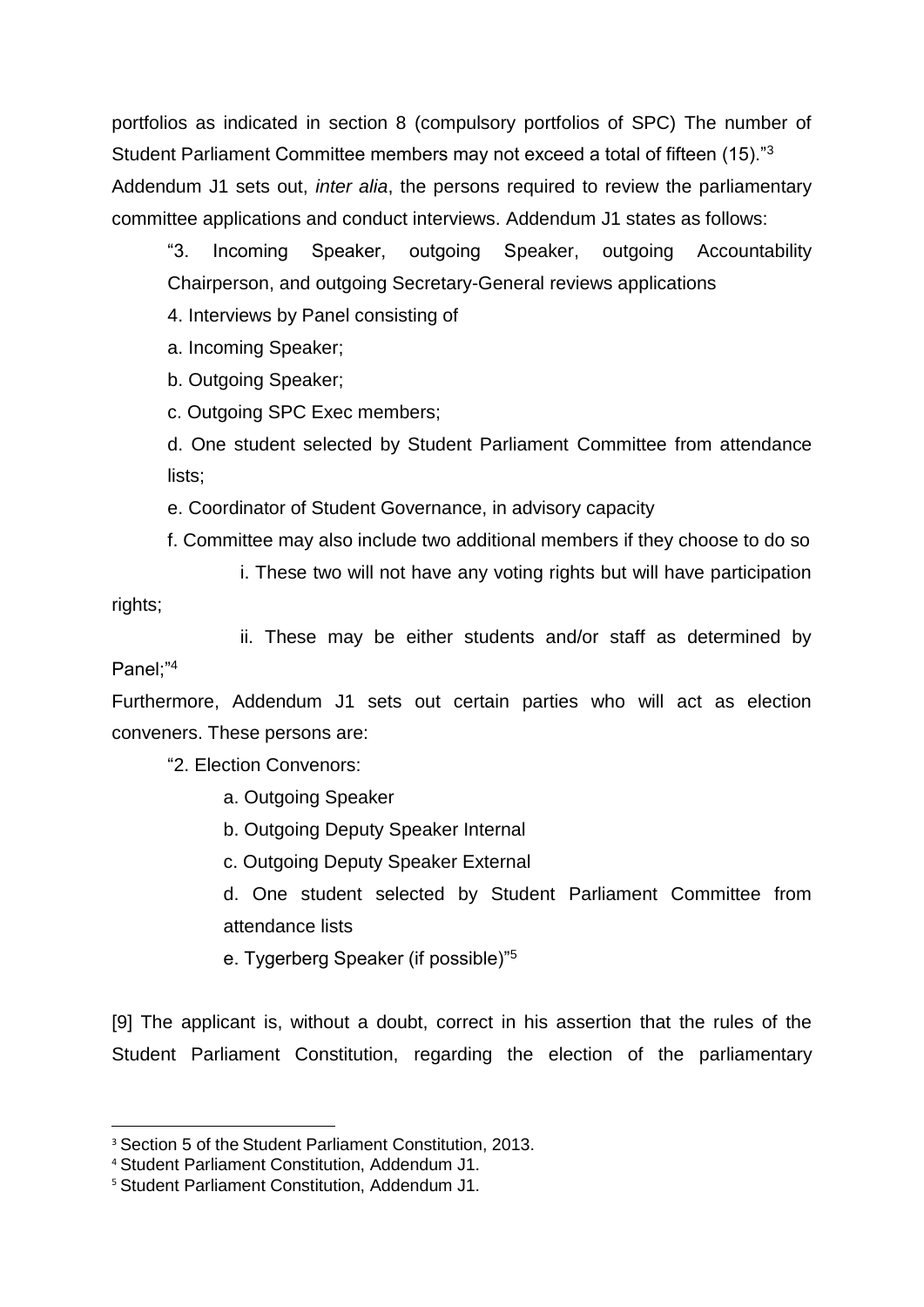portfolios as indicated in section 8 (compulsory portfolios of SPC) The number of Student Parliament Committee members may not exceed a total of fifteen (15)."[3]

Addendum J1 sets out, *inter alia*, the persons required to review the parliamentary committee applications and conduct interviews. Addendum J1 states as follows:

> "3. Incoming Speaker, outgoing Speaker, outgoing Accountability Chairperson, and outgoing Secretary-General reviews applications
>
> 4. Interviews by Panel consisting of
>
> a. Incoming Speaker;
>
> b. Outgoing Speaker;
>
> c. Outgoing SPC Exec members;
>
> d. One student selected by Student Parliament Committee from attendance lists;
>
> e. Coordinator of Student Governance, in advisory capacity
>
> f. Committee may also include two additional members if they choose to do so
>
> i. These two will not have any voting rights but will have participation rights;
>
> ii. These may be either students and/or staff as determined by Panel;"[4]

Furthermore, Addendum J1 sets out certain parties who will act as election conveners. These persons are:

> "2. Election Convenors:
>
> a. Outgoing Speaker
>
> b. Outgoing Deputy Speaker Internal
>
> c. Outgoing Deputy Speaker External
>
> d. One student selected by Student Parliament Committee from attendance lists
>
> e. Tygerberg Speaker (if possible)"[5]

[9] The applicant is, without a doubt, correct in his assertion that the rules of the Student Parliament Constitution, regarding the election of the parliamentary

---

[3] Section 5 of the Student Parliament Constitution, 2013.

[4] Student Parliament Constitution, Addendum J1.

[5] Student Parliament Constitution, Addendum J1.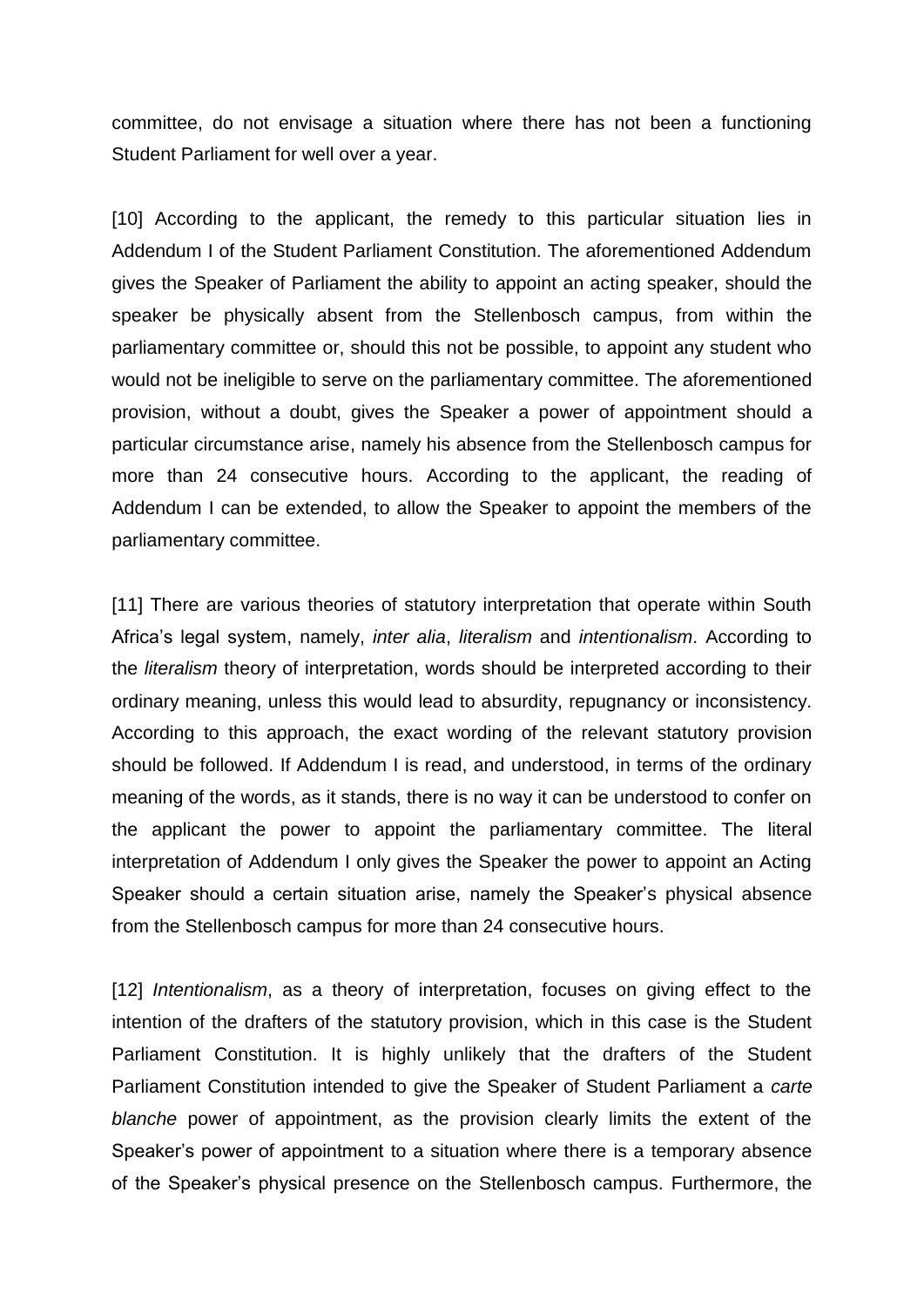committee, do not envisage a situation where there has not been a functioning Student Parliament for well over a year.

[10] According to the applicant, the remedy to this particular situation lies in Addendum I of the Student Parliament Constitution. The aforementioned Addendum gives the Speaker of Parliament the ability to appoint an acting speaker, should the speaker be physically absent from the Stellenbosch campus, from within the parliamentary committee or, should this not be possible, to appoint any student who would not be ineligible to serve on the parliamentary committee. The aforementioned provision, without a doubt, gives the Speaker a power of appointment should a particular circumstance arise, namely his absence from the Stellenbosch campus for more than 24 consecutive hours. According to the applicant, the reading of Addendum I can be extended, to allow the Speaker to appoint the members of the parliamentary committee.

[11] There are various theories of statutory interpretation that operate within South Africa's legal system, namely, *inter alia*, *literalism* and *intentionalism*. According to the *literalism* theory of interpretation, words should be interpreted according to their ordinary meaning, unless this would lead to absurdity, repugnancy or inconsistency. According to this approach, the exact wording of the relevant statutory provision should be followed. If Addendum I is read, and understood, in terms of the ordinary meaning of the words, as it stands, there is no way it can be understood to confer on the applicant the power to appoint the parliamentary committee. The literal interpretation of Addendum I only gives the Speaker the power to appoint an Acting Speaker should a certain situation arise, namely the Speaker's physical absence from the Stellenbosch campus for more than 24 consecutive hours.

[12] *Intentionalism*, as a theory of interpretation, focuses on giving effect to the intention of the drafters of the statutory provision, which in this case is the Student Parliament Constitution. It is highly unlikely that the drafters of the Student Parliament Constitution intended to give the Speaker of Student Parliament a *carte blanche* power of appointment, as the provision clearly limits the extent of the Speaker's power of appointment to a situation where there is a temporary absence of the Speaker's physical presence on the Stellenbosch campus. Furthermore, the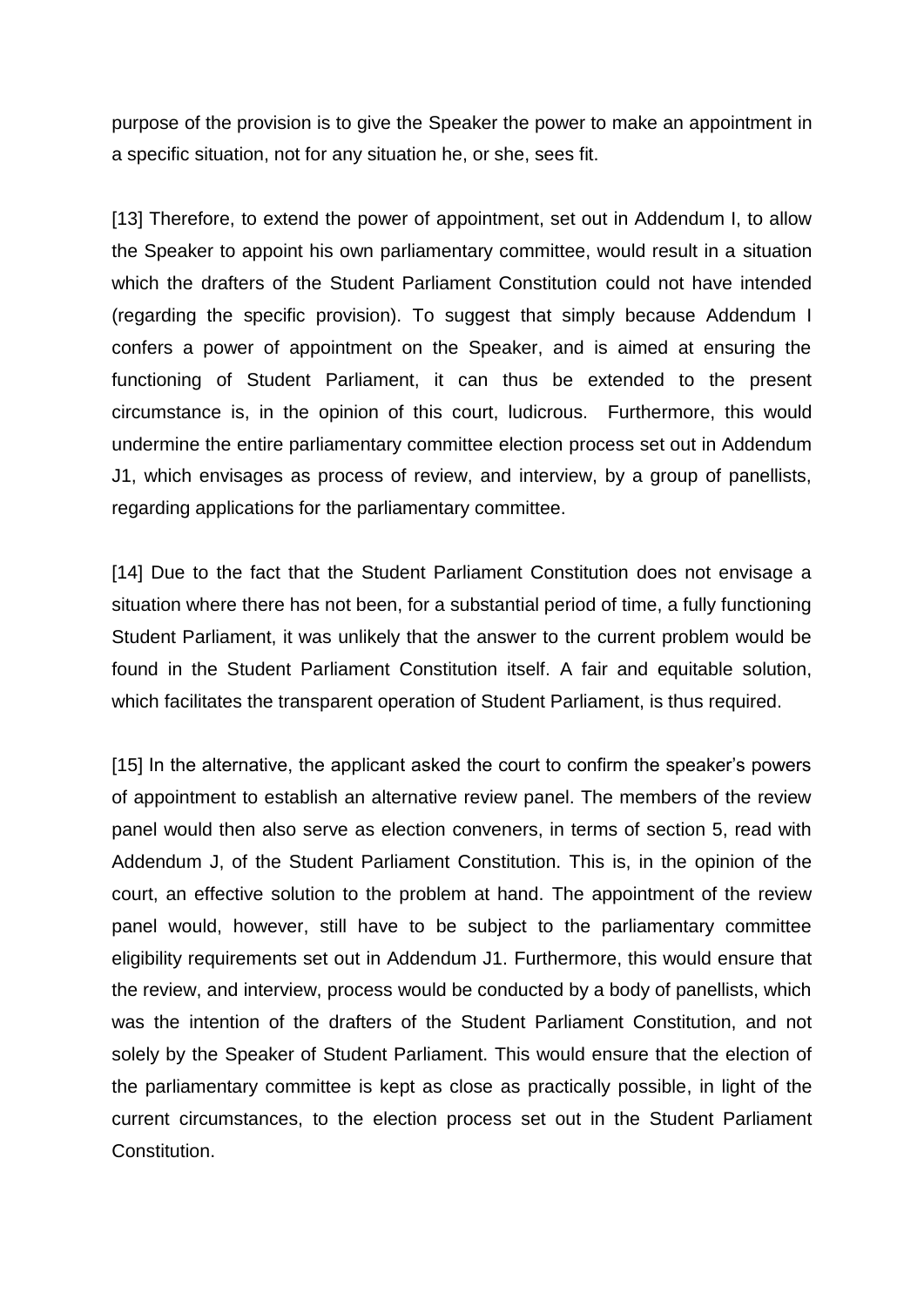purpose of the provision is to give the Speaker the power to make an appointment in a specific situation, not for any situation he, or she, sees fit.

[13] Therefore, to extend the power of appointment, set out in Addendum I, to allow the Speaker to appoint his own parliamentary committee, would result in a situation which the drafters of the Student Parliament Constitution could not have intended (regarding the specific provision). To suggest that simply because Addendum I confers a power of appointment on the Speaker, and is aimed at ensuring the functioning of Student Parliament, it can thus be extended to the present circumstance is, in the opinion of this court, ludicrous. Furthermore, this would undermine the entire parliamentary committee election process set out in Addendum J1, which envisages as process of review, and interview, by a group of panellists, regarding applications for the parliamentary committee.

[14] Due to the fact that the Student Parliament Constitution does not envisage a situation where there has not been, for a substantial period of time, a fully functioning Student Parliament, it was unlikely that the answer to the current problem would be found in the Student Parliament Constitution itself. A fair and equitable solution, which facilitates the transparent operation of Student Parliament, is thus required.

[15] In the alternative, the applicant asked the court to confirm the speaker's powers of appointment to establish an alternative review panel. The members of the review panel would then also serve as election conveners, in terms of section 5, read with Addendum J, of the Student Parliament Constitution. This is, in the opinion of the court, an effective solution to the problem at hand. The appointment of the review panel would, however, still have to be subject to the parliamentary committee eligibility requirements set out in Addendum J1. Furthermore, this would ensure that the review, and interview, process would be conducted by a body of panellists, which was the intention of the drafters of the Student Parliament Constitution, and not solely by the Speaker of Student Parliament. This would ensure that the election of the parliamentary committee is kept as close as practically possible, in light of the current circumstances, to the election process set out in the Student Parliament Constitution.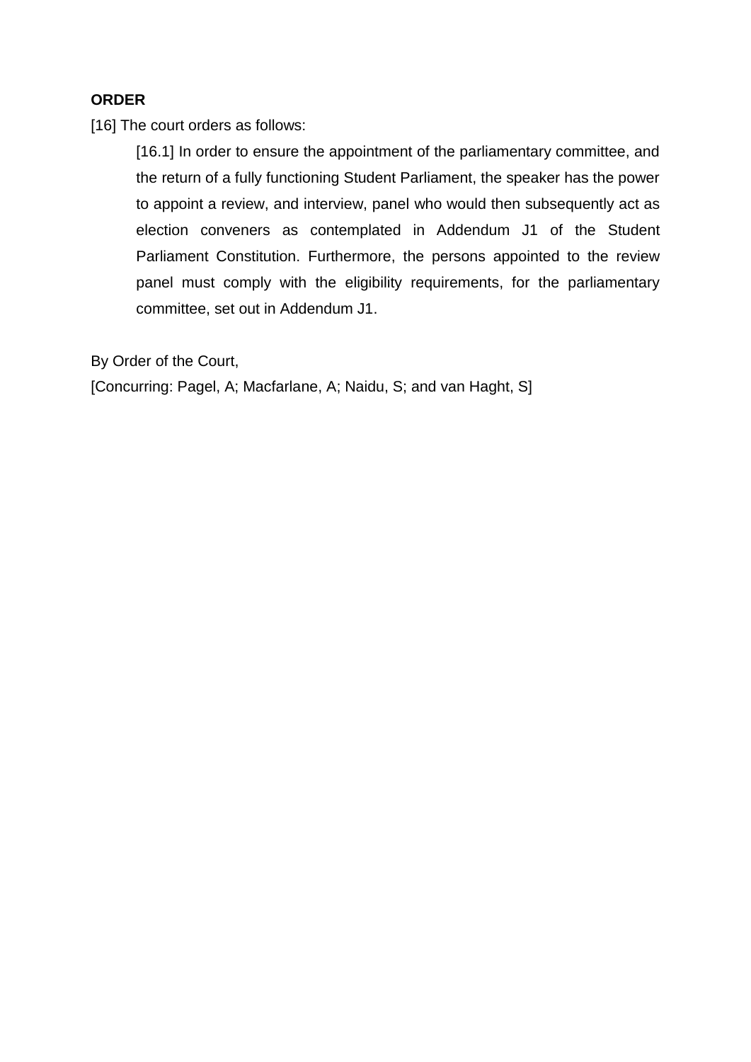**ORDER**

[16] The court orders as follows:

> [16.1] In order to ensure the appointment of the parliamentary committee, and the return of a fully functioning Student Parliament, the speaker has the power to appoint a review, and interview, panel who would then subsequently act as election conveners as contemplated in Addendum J1 of the Student Parliament Constitution. Furthermore, the persons appointed to the review panel must comply with the eligibility requirements, for the parliamentary committee, set out in Addendum J1.

By Order of the Court,

[Concurring: Pagel, A; Macfarlane, A; Naidu, S; and van Haght, S]